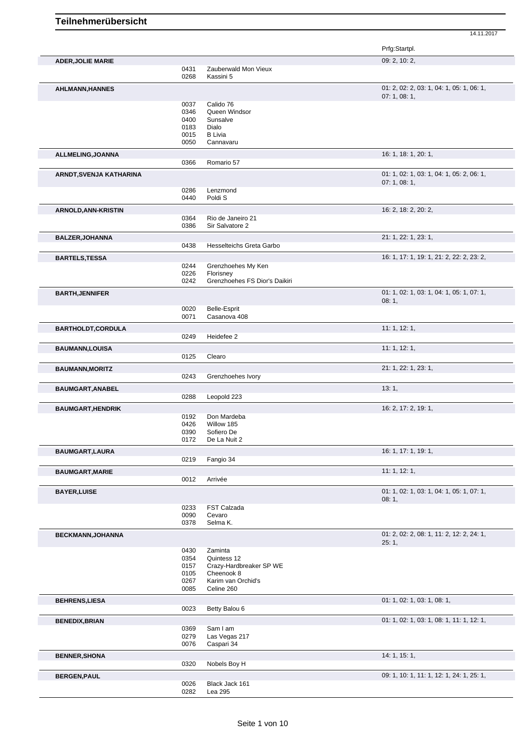# Teilnehmerübersicht

14.11.2017

| Teilnehmer | Nr. | Pferd | Prfg:Startpl. |
|---|---|---|---|
| **ADER,JOLIE MARIE** | | | 09: 2, 10: 2, |
| | 0431 | Zauberwald Mon Vieux | |
| | 0268 | Kassini 5 | |
| **AHLMANN,HANNES** | | | 01: 2, 02: 2, 03: 1, 04: 1, 05: 1, 06: 1, 07: 1, 08: 1, |
| | 0037 | Calido 76 | |
| | 0346 | Queen Windsor | |
| | 0400 | Sunsalve | |
| | 0183 | Dialo | |
| | 0015 | B Livia | |
| | 0050 | Cannavaru | |
| **ALLMELING,JOANNA** | | | 16: 1, 18: 1, 20: 1, |
| | 0366 | Romario 57 | |
| **ARNDT,SVENJA KATHARINA** | | | 01: 1, 02: 1, 03: 1, 04: 1, 05: 2, 06: 1, 07: 1, 08: 1, |
| | 0286 | Lenzmond | |
| | 0440 | Poldi S | |
| **ARNOLD,ANN-KRISTIN** | | | 16: 2, 18: 2, 20: 2, |
| | 0364 | Rio de Janeiro 21 | |
| | 0386 | Sir Salvatore 2 | |
| **BALZER,JOHANNA** | | | 21: 1, 22: 1, 23: 1, |
| | 0438 | Hesselteichs Greta Garbo | |
| **BARTELS,TESSA** | | | 16: 1, 17: 1, 19: 1, 21: 2, 22: 2, 23: 2, |
| | 0244 | Grenzhoehes My Ken | |
| | 0226 | Florisney | |
| | 0242 | Grenzhoehes FS Dior's Daikiri | |
| **BARTH,JENNIFER** | | | 01: 1, 02: 1, 03: 1, 04: 1, 05: 1, 07: 1, 08: 1, |
| | 0020 | Belle-Esprit | |
| | 0071 | Casanova 408 | |
| **BARTHOLDT,CORDULA** | | | 11: 1, 12: 1, |
| | 0249 | Heidefee 2 | |
| **BAUMANN,LOUISA** | | | 11: 1, 12: 1, |
| | 0125 | Clearo | |
| **BAUMANN,MORITZ** | | | 21: 1, 22: 1, 23: 1, |
| | 0243 | Grenzhoehes Ivory | |
| **BAUMGART,ANABEL** | | | 13: 1, |
| | 0288 | Leopold 223 | |
| **BAUMGART,HENDRIK** | | | 16: 2, 17: 2, 19: 1, |
| | 0192 | Don Mardeba | |
| | 0426 | Willow 185 | |
| | 0390 | Sofiero De | |
| | 0172 | De La Nuit 2 | |
| **BAUMGART,LAURA** | | | 16: 1, 17: 1, 19: 1, |
| | 0219 | Fangio 34 | |
| **BAUMGART,MARIE** | | | 11: 1, 12: 1, |
| | 0012 | Arrivée | |
| **BAYER,LUISE** | | | 01: 1, 02: 1, 03: 1, 04: 1, 05: 1, 07: 1, 08: 1, |
| | 0233 | FST Calzada | |
| | 0090 | Cevaro | |
| | 0378 | Selma K. | |
| **BECKMANN,JOHANNA** | | | 01: 2, 02: 2, 08: 1, 11: 2, 12: 2, 24: 1, 25: 1, |
| | 0430 | Zaminta | |
| | 0354 | Quintess 12 | |
| | 0157 | Crazy-Hardbreaker SP WE | |
| | 0105 | Cheenook 8 | |
| | 0267 | Karim van Orchid's | |
| | 0085 | Celine 260 | |
| **BEHRENS,LIESA** | | | 01: 1, 02: 1, 03: 1, 08: 1, |
| | 0023 | Betty Balou 6 | |
| **BENEDIX,BRIAN** | | | 01: 1, 02: 1, 03: 1, 08: 1, 11: 1, 12: 1, |
| | 0369 | Sam I am | |
| | 0279 | Las Vegas 217 | |
| | 0076 | Caspari 34 | |
| **BENNER,SHONA** | | | 14: 1, 15: 1, |
| | 0320 | Nobels Boy H | |
| **BERGEN,PAUL** | | | 09: 1, 10: 1, 11: 1, 12: 1, 24: 1, 25: 1, |
| | 0026 | Black Jack 161 | |
| | 0282 | Lea 295 | |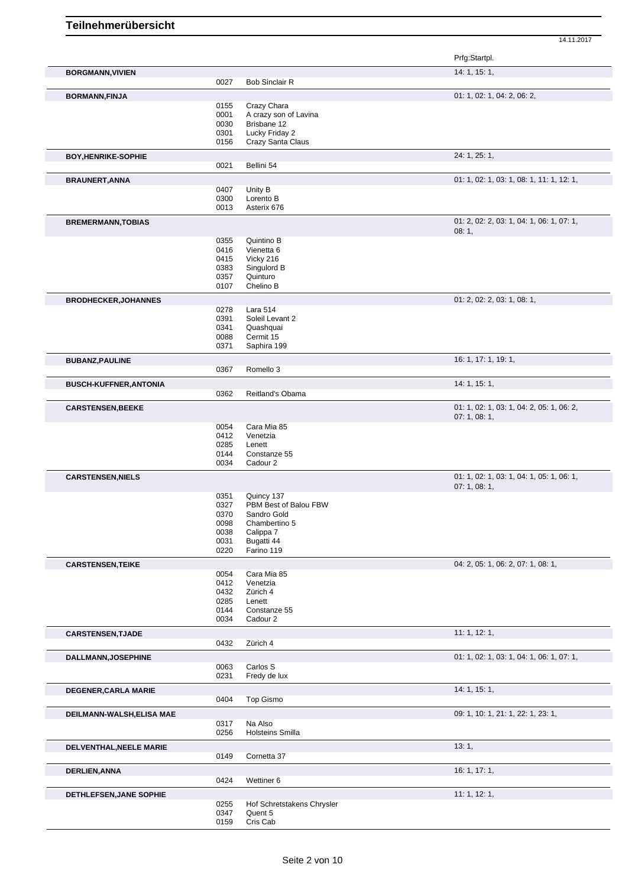# Teilnehmerübersicht

14.11.2017

| Name | Nr. | Pferd | Prfg:Startpl. |
|---|---|---|---|
| **BORGMANN,VIVIEN** | | | 14: 1, 15: 1, |
| | 0027 | Bob Sinclair R | |
| **BORMANN,FINJA** | | | 01: 1, 02: 1, 04: 2, 06: 2, |
| | 0155 | Crazy Chara | |
| | 0001 | A crazy son of Lavina | |
| | 0030 | Brisbane 12 | |
| | 0301 | Lucky Friday 2 | |
| | 0156 | Crazy Santa Claus | |
| **BOY,HENRIKE-SOPHIE** | | | 24: 1, 25: 1, |
| | 0021 | Bellini 54 | |
| **BRAUNERT,ANNA** | | | 01: 1, 02: 1, 03: 1, 08: 1, 11: 1, 12: 1, |
| | 0407 | Unity B | |
| | 0300 | Lorento B | |
| | 0013 | Asterix 676 | |
| **BREMERMANN,TOBIAS** | | | 01: 2, 02: 2, 03: 1, 04: 1, 06: 1, 07: 1, 08: 1, |
| | 0355 | Quintino B | |
| | 0416 | Vienetta 6 | |
| | 0415 | Vicky 216 | |
| | 0383 | Singulord B | |
| | 0357 | Quinturo | |
| | 0107 | Chelino B | |
| **BRODHECKER,JOHANNES** | | | 01: 2, 02: 2, 03: 1, 08: 1, |
| | 0278 | Lara 514 | |
| | 0391 | Soleil Levant 2 | |
| | 0341 | Quashquai | |
| | 0088 | Cermit 15 | |
| | 0371 | Saphira 199 | |
| **BUBANZ,PAULINE** | | | 16: 1, 17: 1, 19: 1, |
| | 0367 | Romello 3 | |
| **BUSCH-KUFFNER,ANTONIA** | | | 14: 1, 15: 1, |
| | 0362 | Reitland's Obama | |
| **CARSTENSEN,BEEKE** | | | 01: 1, 02: 1, 03: 1, 04: 2, 05: 1, 06: 2, 07: 1, 08: 1, |
| | 0054 | Cara Mia 85 | |
| | 0412 | Venetzia | |
| | 0285 | Lenett | |
| | 0144 | Constanze 55 | |
| | 0034 | Cadour 2 | |
| **CARSTENSEN,NIELS** | | | 01: 1, 02: 1, 03: 1, 04: 1, 05: 1, 06: 1, 07: 1, 08: 1, |
| | 0351 | Quincy 137 | |
| | 0327 | PBM Best of Balou FBW | |
| | 0370 | Sandro Gold | |
| | 0098 | Chambertino 5 | |
| | 0038 | Calippa 7 | |
| | 0031 | Bugatti 44 | |
| | 0220 | Farino 119 | |
| **CARSTENSEN,TEIKE** | | | 04: 2, 05: 1, 06: 2, 07: 1, 08: 1, |
| | 0054 | Cara Mia 85 | |
| | 0412 | Venetzia | |
| | 0432 | Zürich 4 | |
| | 0285 | Lenett | |
| | 0144 | Constanze 55 | |
| | 0034 | Cadour 2 | |
| **CARSTENSEN,TJADE** | | | 11: 1, 12: 1, |
| | 0432 | Zürich 4 | |
| **DALLMANN,JOSEPHINE** | | | 01: 1, 02: 1, 03: 1, 04: 1, 06: 1, 07: 1, |
| | 0063 | Carlos S | |
| | 0231 | Fredy de lux | |
| **DEGENER,CARLA MARIE** | | | 14: 1, 15: 1, |
| | 0404 | Top Gismo | |
| **DEILMANN-WALSH,ELISA MAE** | | | 09: 1, 10: 1, 21: 1, 22: 1, 23: 1, |
| | 0317 | Na Also | |
| | 0256 | Holsteins Smilla | |
| **DELVENTHAL,NEELE MARIE** | | | 13: 1, |
| | 0149 | Cornetta 37 | |
| **DERLIEN,ANNA** | | | 16: 1, 17: 1, |
| | 0424 | Wettiner 6 | |
| **DETHLEFSEN,JANE SOPHIE** | | | 11: 1, 12: 1, |
| | 0255 | Hof Schretstakens Chrysler | |
| | 0347 | Quent 5 | |
| | 0159 | Cris Cab | |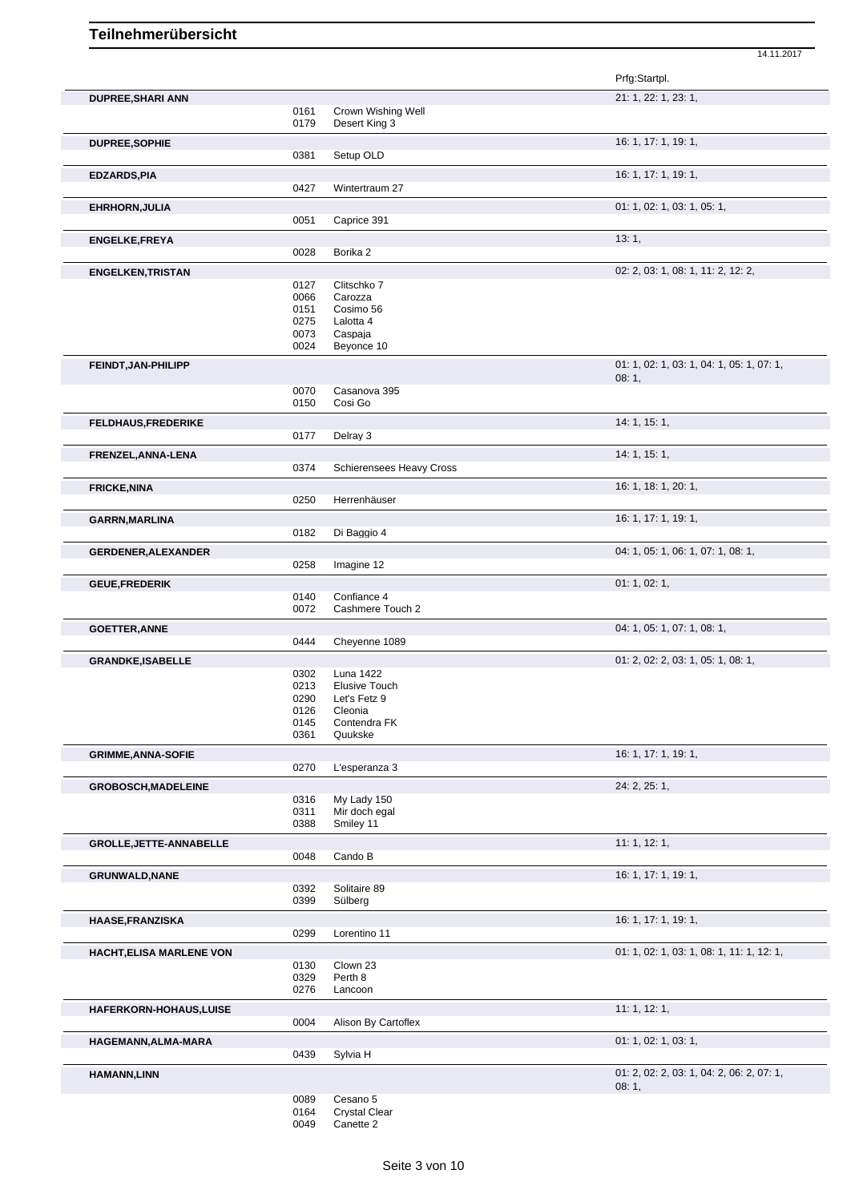# Teilnehmerübersicht

14.11.2017

| Teilnehmer | Nr. | Pferd | Prfg:Startpl. |
| --- | --- | --- | --- |
| **DUPREE,SHARI ANN** | | | 21: 1, 22: 1, 23: 1, |
| | 0161 | Crown Wishing Well | |
| | 0179 | Desert King 3 | |
| **DUPREE,SOPHIE** | | | 16: 1, 17: 1, 19: 1, |
| | 0381 | Setup OLD | |
| **EDZARDS,PIA** | | | 16: 1, 17: 1, 19: 1, |
| | 0427 | Wintertraum 27 | |
| **EHRHORN,JULIA** | | | 01: 1, 02: 1, 03: 1, 05: 1, |
| | 0051 | Caprice 391 | |
| **ENGELKE,FREYA** | | | 13: 1, |
| | 0028 | Borika 2 | |
| **ENGELKEN,TRISTAN** | | | 02: 2, 03: 1, 08: 1, 11: 2, 12: 2, |
| | 0127 | Clitschko 7 | |
| | 0066 | Carozza | |
| | 0151 | Cosimo 56 | |
| | 0275 | Lalotta 4 | |
| | 0073 | Caspaja | |
| | 0024 | Beyonce 10 | |
| **FEINDT,JAN-PHILIPP** | | | 01: 1, 02: 1, 03: 1, 04: 1, 05: 1, 07: 1, 08: 1, |
| | 0070 | Casanova 395 | |
| | 0150 | Cosi Go | |
| **FELDHAUS,FREDERIKE** | | | 14: 1, 15: 1, |
| | 0177 | Delray 3 | |
| **FRENZEL,ANNA-LENA** | | | 14: 1, 15: 1, |
| | 0374 | Schierensees Heavy Cross | |
| **FRICKE,NINA** | | | 16: 1, 18: 1, 20: 1, |
| | 0250 | Herrenhäuser | |
| **GARRN,MARLINA** | | | 16: 1, 17: 1, 19: 1, |
| | 0182 | Di Baggio 4 | |
| **GERDENER,ALEXANDER** | | | 04: 1, 05: 1, 06: 1, 07: 1, 08: 1, |
| | 0258 | Imagine 12 | |
| **GEUE,FREDERIK** | | | 01: 1, 02: 1, |
| | 0140 | Confiance 4 | |
| | 0072 | Cashmere Touch 2 | |
| **GOETTER,ANNE** | | | 04: 1, 05: 1, 07: 1, 08: 1, |
| | 0444 | Cheyenne 1089 | |
| **GRANDKE,ISABELLE** | | | 01: 2, 02: 2, 03: 1, 05: 1, 08: 1, |
| | 0302 | Luna 1422 | |
| | 0213 | Elusive Touch | |
| | 0290 | Let's Fetz 9 | |
| | 0126 | Cleonia | |
| | 0145 | Contendra FK | |
| | 0361 | Quukske | |
| **GRIMME,ANNA-SOFIE** | | | 16: 1, 17: 1, 19: 1, |
| | 0270 | L'esperanza 3 | |
| **GROBOSCH,MADELEINE** | | | 24: 2, 25: 1, |
| | 0316 | My Lady 150 | |
| | 0311 | Mir doch egal | |
| | 0388 | Smiley 11 | |
| **GROLLE,JETTE-ANNABELLE** | | | 11: 1, 12: 1, |
| | 0048 | Cando B | |
| **GRUNWALD,NANE** | | | 16: 1, 17: 1, 19: 1, |
| | 0392 | Solitaire 89 | |
| | 0399 | Sülberg | |
| **HAASE,FRANZISKA** | | | 16: 1, 17: 1, 19: 1, |
| | 0299 | Lorentino 11 | |
| **HACHT,ELISA MARLENE VON** | | | 01: 1, 02: 1, 03: 1, 08: 1, 11: 1, 12: 1, |
| | 0130 | Clown 23 | |
| | 0329 | Perth 8 | |
| | 0276 | Lancoon | |
| **HAFERKORN-HOHAUS,LUISE** | | | 11: 1, 12: 1, |
| | 0004 | Alison By Cartoflex | |
| **HAGEMANN,ALMA-MARA** | | | 01: 1, 02: 1, 03: 1, |
| | 0439 | Sylvia H | |
| **HAMANN,LINN** | | | 01: 2, 02: 2, 03: 1, 04: 2, 06: 2, 07: 1, 08: 1, |
| | 0089 | Cesano 5 | |
| | 0164 | Crystal Clear | |
| | 0049 | Canette 2 | |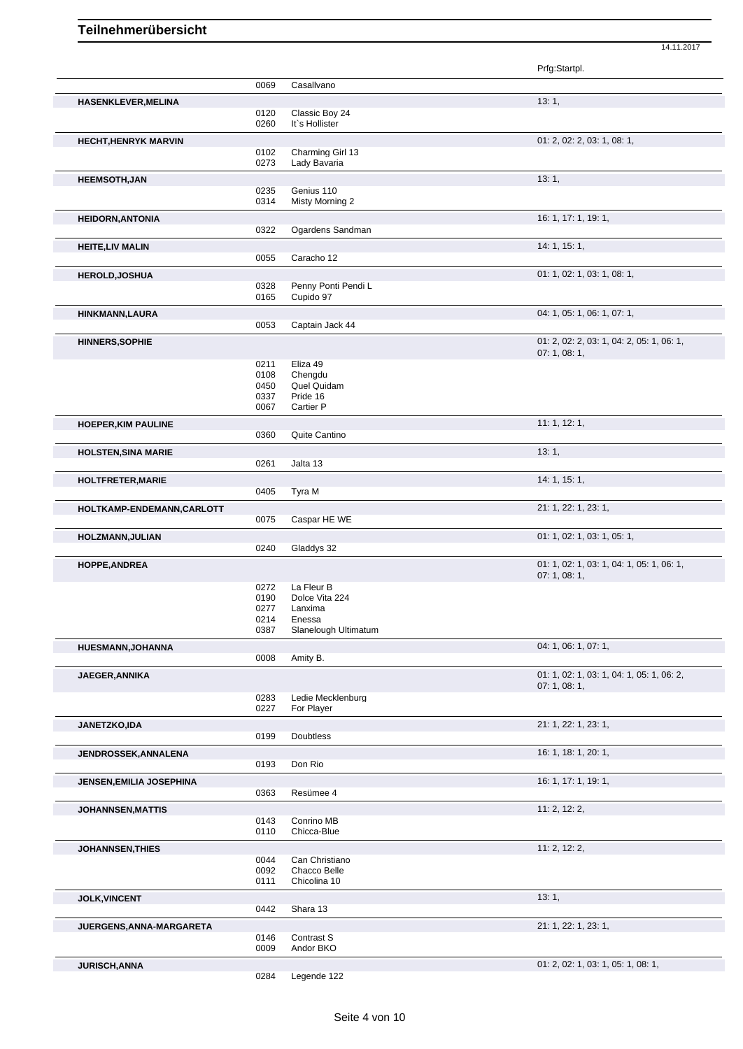# Teilnehmerübersicht

14.11.2017

| Teilnehmer | Nr. | Pferd | Prfg:Startpl. |
|---|---|---|---|
| | 0069 | Casallvano | |
| **HASENKLEVER,MELINA** | | | 13: 1, |
| | 0120 | Classic Boy 24 | |
| | 0260 | It`s Hollister | |
| **HECHT,HENRYK MARVIN** | | | 01: 2, 02: 2, 03: 1, 08: 1, |
| | 0102 | Charming Girl 13 | |
| | 0273 | Lady Bavaria | |
| **HEEMSOTH,JAN** | | | 13: 1, |
| | 0235 | Genius 110 | |
| | 0314 | Misty Morning 2 | |
| **HEIDORN,ANTONIA** | | | 16: 1, 17: 1, 19: 1, |
| | 0322 | Ogardens Sandman | |
| **HEITE,LIV MALIN** | | | 14: 1, 15: 1, |
| | 0055 | Caracho 12 | |
| **HEROLD,JOSHUA** | | | 01: 1, 02: 1, 03: 1, 08: 1, |
| | 0328 | Penny Ponti Pendi L | |
| | 0165 | Cupido 97 | |
| **HINKMANN,LAURA** | | | 04: 1, 05: 1, 06: 1, 07: 1, |
| | 0053 | Captain Jack 44 | |
| **HINNERS,SOPHIE** | | | 01: 2, 02: 2, 03: 1, 04: 2, 05: 1, 06: 1, 07: 1, 08: 1, |
| | 0211 | Eliza 49 | |
| | 0108 | Chengdu | |
| | 0450 | Quel Quidam | |
| | 0337 | Pride 16 | |
| | 0067 | Cartier P | |
| **HOEPER,KIM PAULINE** | | | 11: 1, 12: 1, |
| | 0360 | Quite Cantino | |
| **HOLSTEN,SINA MARIE** | | | 13: 1, |
| | 0261 | Jalta 13 | |
| **HOLTFRETER,MARIE** | | | 14: 1, 15: 1, |
| | 0405 | Tyra M | |
| **HOLTKAMP-ENDEMANN,CARLOTT** | | | 21: 1, 22: 1, 23: 1, |
| | 0075 | Caspar HE WE | |
| **HOLZMANN,JULIAN** | | | 01: 1, 02: 1, 03: 1, 05: 1, |
| | 0240 | Gladdys 32 | |
| **HOPPE,ANDREA** | | | 01: 1, 02: 1, 03: 1, 04: 1, 05: 1, 06: 1, 07: 1, 08: 1, |
| | 0272 | La Fleur B | |
| | 0190 | Dolce Vita 224 | |
| | 0277 | Lanxima | |
| | 0214 | Enessa | |
| | 0387 | Slanelough Ultimatum | |
| **HUESMANN,JOHANNA** | | | 04: 1, 06: 1, 07: 1, |
| | 0008 | Amity B. | |
| **JAEGER,ANNIKA** | | | 01: 1, 02: 1, 03: 1, 04: 1, 05: 1, 06: 2, 07: 1, 08: 1, |
| | 0283 | Ledie Mecklenburg | |
| | 0227 | For Player | |
| **JANETZKO,IDA** | | | 21: 1, 22: 1, 23: 1, |
| | 0199 | Doubtless | |
| **JENDROSSEK,ANNALENA** | | | 16: 1, 18: 1, 20: 1, |
| | 0193 | Don Rio | |
| **JENSEN,EMILIA JOSEPHINA** | | | 16: 1, 17: 1, 19: 1, |
| | 0363 | Resümee 4 | |
| **JOHANNSEN,MATTIS** | | | 11: 2, 12: 2, |
| | 0143 | Conrino MB | |
| | 0110 | Chicca-Blue | |
| **JOHANNSEN,THIES** | | | 11: 2, 12: 2, |
| | 0044 | Can Christiano | |
| | 0092 | Chacco Belle | |
| | 0111 | Chicolina 10 | |
| **JOLK,VINCENT** | | | 13: 1, |
| | 0442 | Shara 13 | |
| **JUERGENS,ANNA-MARGARETA** | | | 21: 1, 22: 1, 23: 1, |
| | 0146 | Contrast S | |
| | 0009 | Andor BKO | |
| **JURISCH,ANNA** | | | 01: 2, 02: 1, 03: 1, 05: 1, 08: 1, |
| | 0284 | Legende 122 | |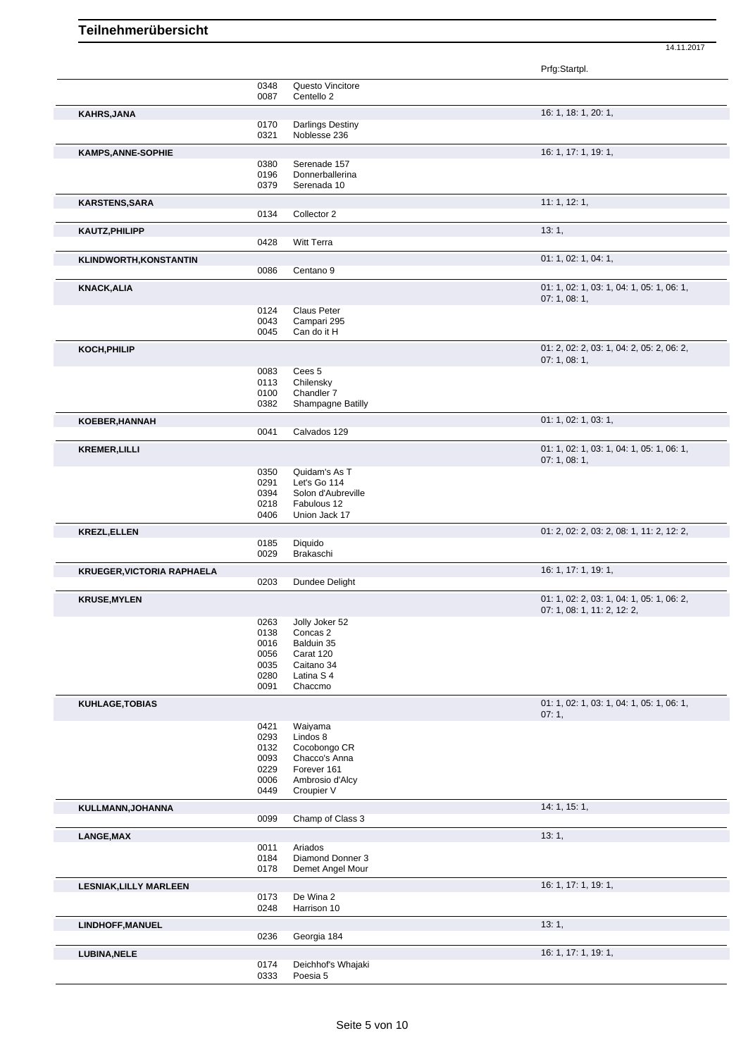# Teilnehmerübersicht

14.11.2017

| Name | Nr. | Pferd | Prfg:Startpl. |
|---|---|---|---|
| | 0348 | Questo Vincitore | |
| | 0087 | Centello 2 | |
| **KAHRS,JANA** | | | 16: 1, 18: 1, 20: 1, |
| | 0170 | Darlings Destiny | |
| | 0321 | Noblesse 236 | |
| **KAMPS,ANNE-SOPHIE** | | | 16: 1, 17: 1, 19: 1, |
| | 0380 | Serenade 157 | |
| | 0196 | Donnerballerina | |
| | 0379 | Serenada 10 | |
| **KARSTENS,SARA** | | | 11: 1, 12: 1, |
| | 0134 | Collector 2 | |
| **KAUTZ,PHILIPP** | | | 13: 1, |
| | 0428 | Witt Terra | |
| **KLINDWORTH,KONSTANTIN** | | | 01: 1, 02: 1, 04: 1, |
| | 0086 | Centano 9 | |
| **KNACK,ALIA** | | | 01: 1, 02: 1, 03: 1, 04: 1, 05: 1, 06: 1, 07: 1, 08: 1, |
| | 0124 | Claus Peter | |
| | 0043 | Campari 295 | |
| | 0045 | Can do it H | |
| **KOCH,PHILIP** | | | 01: 2, 02: 2, 03: 1, 04: 2, 05: 2, 06: 2, 07: 1, 08: 1, |
| | 0083 | Cees 5 | |
| | 0113 | Chilensky | |
| | 0100 | Chandler 7 | |
| | 0382 | Shampagne Batilly | |
| **KOEBER,HANNAH** | | | 01: 1, 02: 1, 03: 1, |
| | 0041 | Calvados 129 | |
| **KREMER,LILLI** | | | 01: 1, 02: 1, 03: 1, 04: 1, 05: 1, 06: 1, 07: 1, 08: 1, |
| | 0350 | Quidam's As T | |
| | 0291 | Let's Go 114 | |
| | 0394 | Solon d'Aubreville | |
| | 0218 | Fabulous 12 | |
| | 0406 | Union Jack 17 | |
| **KREZL,ELLEN** | | | 01: 2, 02: 2, 03: 2, 08: 1, 11: 2, 12: 2, |
| | 0185 | Diquido | |
| | 0029 | Brakaschi | |
| **KRUEGER,VICTORIA RAPHAELA** | | | 16: 1, 17: 1, 19: 1, |
| | 0203 | Dundee Delight | |
| **KRUSE,MYLEN** | | | 01: 1, 02: 2, 03: 1, 04: 1, 05: 1, 06: 2, 07: 1, 08: 1, 11: 2, 12: 2, |
| | 0263 | Jolly Joker 52 | |
| | 0138 | Concas 2 | |
| | 0016 | Balduin 35 | |
| | 0056 | Carat 120 | |
| | 0035 | Caitano 34 | |
| | 0280 | Latina S 4 | |
| | 0091 | Chaccmo | |
| **KUHLAGE,TOBIAS** | | | 01: 1, 02: 1, 03: 1, 04: 1, 05: 1, 06: 1, 07: 1, |
| | 0421 | Waiyama | |
| | 0293 | Lindos 8 | |
| | 0132 | Cocobongo CR | |
| | 0093 | Chacco's Anna | |
| | 0229 | Forever 161 | |
| | 0006 | Ambrosio d'Alcy | |
| | 0449 | Croupier V | |
| **KULLMANN,JOHANNA** | | | 14: 1, 15: 1, |
| | 0099 | Champ of Class 3 | |
| **LANGE,MAX** | | | 13: 1, |
| | 0011 | Ariados | |
| | 0184 | Diamond Donner 3 | |
| | 0178 | Demet Angel Mour | |
| **LESNIAK,LILLY MARLEEN** | | | 16: 1, 17: 1, 19: 1, |
| | 0173 | De Wina 2 | |
| | 0248 | Harrison 10 | |
| **LINDHOFF,MANUEL** | | | 13: 1, |
| | 0236 | Georgia 184 | |
| **LUBINA,NELE** | | | 16: 1, 17: 1, 19: 1, |
| | 0174 | Deichhof's Whajaki | |
| | 0333 | Poesia 5 | |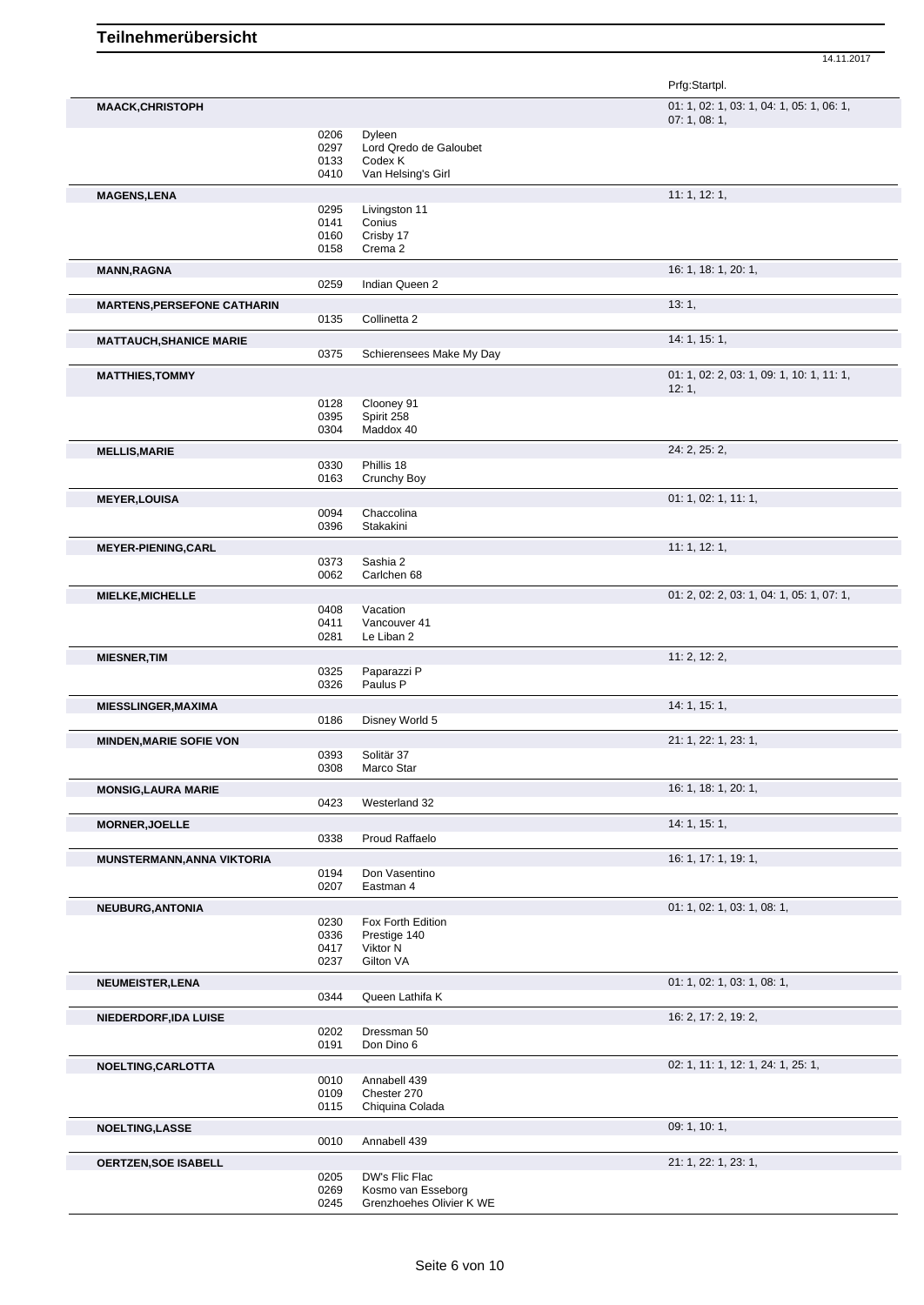# Teilnehmerübersicht

14.11.2017

| Name | Nr. | Pferd | Prfg:Startpl. |
|---|---|---|---|
| **MAACK,CHRISTOPH** | | | 01: 1, 02: 1, 03: 1, 04: 1, 05: 1, 06: 1, 07: 1, 08: 1, |
| | 0206 | Dyleen | |
| | 0297 | Lord Qredo de Galoubet | |
| | 0133 | Codex K | |
| | 0410 | Van Helsing's Girl | |
| **MAGENS,LENA** | | | 11: 1, 12: 1, |
| | 0295 | Livingston 11 | |
| | 0141 | Conius | |
| | 0160 | Crisby 17 | |
| | 0158 | Crema 2 | |
| **MANN,RAGNA** | | | 16: 1, 18: 1, 20: 1, |
| | 0259 | Indian Queen 2 | |
| **MARTENS,PERSEFONE CATHARIN** | | | 13: 1, |
| | 0135 | Collinetta 2 | |
| **MATTAUCH,SHANICE MARIE** | | | 14: 1, 15: 1, |
| | 0375 | Schierensees Make My Day | |
| **MATTHIES,TOMMY** | | | 01: 1, 02: 1, 03: 1, 09: 1, 10: 1, 11: 1, 12: 1, |
| | 0128 | Clooney 91 | |
| | 0395 | Spirit 258 | |
| | 0304 | Maddox 40 | |
| **MELLIS,MARIE** | | | 24: 2, 25: 2, |
| | 0330 | Phillis 18 | |
| | 0163 | Crunchy Boy | |
| **MEYER,LOUISA** | | | 01: 1, 02: 1, 11: 1, |
| | 0094 | Chaccolina | |
| | 0396 | Stakakini | |
| **MEYER-PIENING,CARL** | | | 11: 1, 12: 1, |
| | 0373 | Sashia 2 | |
| | 0062 | Carlchen 68 | |
| **MIELKE,MICHELLE** | | | 01: 2, 02: 2, 03: 1, 04: 1, 05: 1, 07: 1, |
| | 0408 | Vacation | |
| | 0411 | Vancouver 41 | |
| | 0281 | Le Liban 2 | |
| **MIESNER,TIM** | | | 11: 2, 12: 2, |
| | 0325 | Paparazzi P | |
| | 0326 | Paulus P | |
| **MIESSLINGER,MAXIMA** | | | 14: 1, 15: 1, |
| | 0186 | Disney World 5 | |
| **MINDEN,MARIE SOFIE VON** | | | 21: 1, 22: 1, 23: 1, |
| | 0393 | Solitär 37 | |
| | 0308 | Marco Star | |
| **MONSIG,LAURA MARIE** | | | 16: 1, 18: 1, 20: 1, |
| | 0423 | Westerland 32 | |
| **MORNER,JOELLE** | | | 14: 1, 15: 1, |
| | 0338 | Proud Raffaelo | |
| **MUNSTERMANN,ANNA VIKTORIA** | | | 16: 1, 17: 1, 19: 1, |
| | 0194 | Don Vasentino | |
| | 0207 | Eastman 4 | |
| **NEUBURG,ANTONIA** | | | 01: 1, 02: 1, 03: 1, 08: 1, |
| | 0230 | Fox Forth Edition | |
| | 0336 | Prestige 140 | |
| | 0417 | Viktor N | |
| | 0237 | Gilton VA | |
| **NEUMEISTER,LENA** | | | 01: 1, 02: 1, 03: 1, 08: 1, |
| | 0344 | Queen Lathifa K | |
| **NIEDERDORF,IDA LUISE** | | | 16: 2, 17: 2, 19: 2, |
| | 0202 | Dressman 50 | |
| | 0191 | Don Dino 6 | |
| **NOELTING,CARLOTTA** | | | 02: 1, 11: 1, 12: 1, 24: 1, 25: 1, |
| | 0010 | Annabell 439 | |
| | 0109 | Chester 270 | |
| | 0115 | Chiquina Colada | |
| **NOELTING,LASSE** | | | 09: 1, 10: 1, |
| | 0010 | Annabell 439 | |
| **OERTZEN,SOE ISABELL** | | | 21: 1, 22: 1, 23: 1, |
| | 0205 | DW's Flic Flac | |
| | 0269 | Kosmo van Esseborg | |
| | 0245 | Grenzhoehes Olivier K WE | |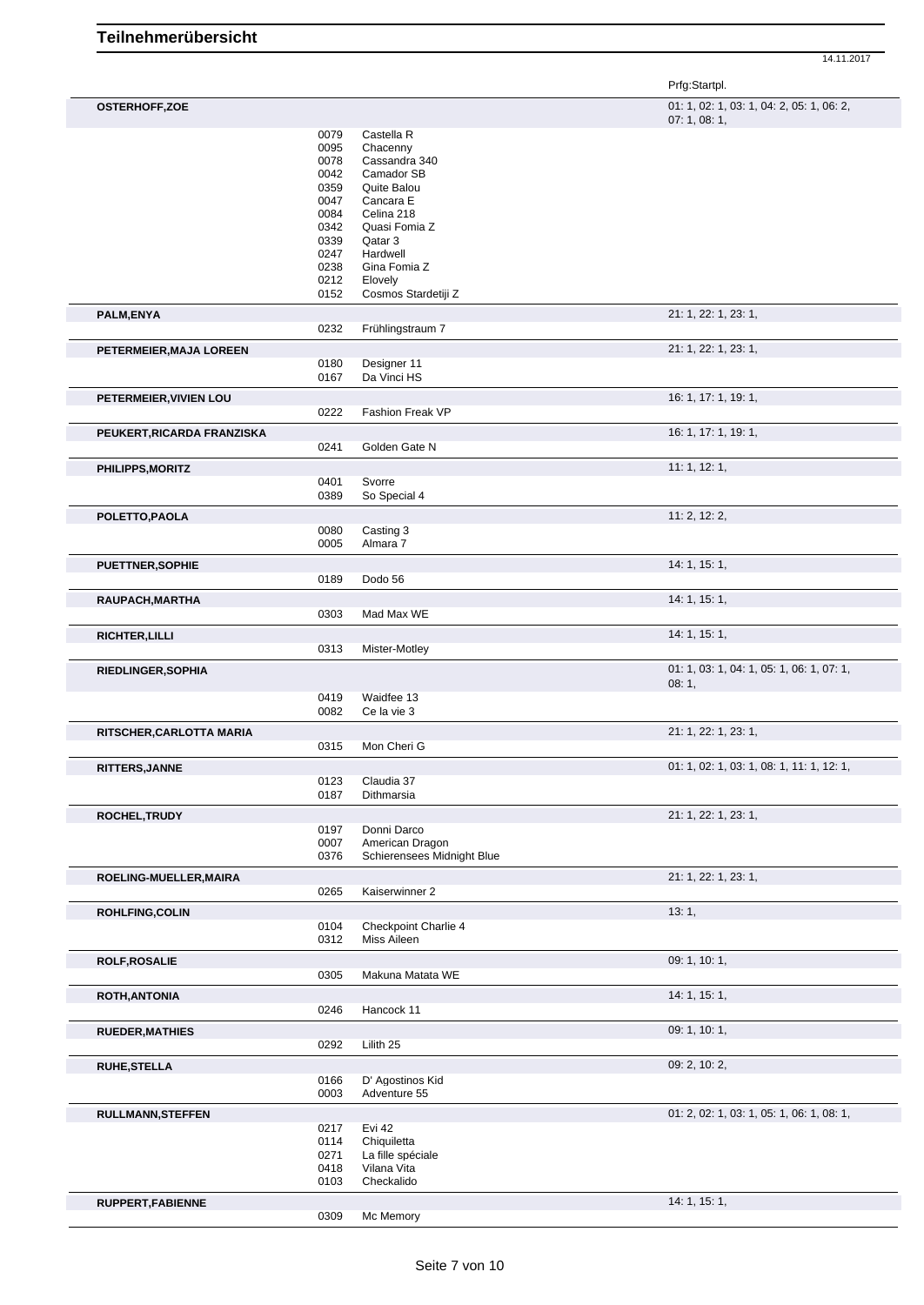# Teilnehmerübersicht

14.11.2017

| Name | Nr. | Pferd | Prfg:Startpl. |
|---|---|---|---|
| **OSTERHOFF,ZOE** | | | 01: 1, 02: 1, 03: 1, 04: 2, 05: 1, 06: 2, 07: 1, 08: 1, |
| | 0079 | Castella R | |
| | 0095 | Chacenny | |
| | 0078 | Cassandra 340 | |
| | 0042 | Camador SB | |
| | 0359 | Quite Balou | |
| | 0047 | Cancara E | |
| | 0084 | Celina 218 | |
| | 0342 | Quasi Fomia Z | |
| | 0339 | Qatar 3 | |
| | 0247 | Hardwell | |
| | 0238 | Gina Fomia Z | |
| | 0212 | Elovely | |
| | 0152 | Cosmos Stardetiji Z | |
| **PALM,ENYA** | | | 21: 1, 22: 1, 23: 1, |
| | 0232 | Frühlingstraum 7 | |
| **PETERMEIER,MAJA LOREEN** | | | 21: 1, 22: 1, 23: 1, |
| | 0180 | Designer 11 | |
| | 0167 | Da Vinci HS | |
| **PETERMEIER,VIVIEN LOU** | | | 16: 1, 17: 1, 19: 1, |
| | 0222 | Fashion Freak VP | |
| **PEUKERT,RICARDA FRANZISKA** | | | 16: 1, 17: 1, 19: 1, |
| | 0241 | Golden Gate N | |
| **PHILIPPS,MORITZ** | | | 11: 1, 12: 1, |
| | 0401 | Svorre | |
| | 0389 | So Special 4 | |
| **POLETTO,PAOLA** | | | 11: 2, 12: 2, |
| | 0080 | Casting 3 | |
| | 0005 | Almara 7 | |
| **PUETTNER,SOPHIE** | | | 14: 1, 15: 1, |
| | 0189 | Dodo 56 | |
| **RAUPACH,MARTHA** | | | 14: 1, 15: 1, |
| | 0303 | Mad Max WE | |
| **RICHTER,LILLI** | | | 14: 1, 15: 1, |
| | 0313 | Mister-Motley | |
| **RIEDLINGER,SOPHIA** | | | 01: 1, 03: 1, 04: 1, 05: 1, 06: 1, 07: 1, 08: 1, |
| | 0419 | Waidfee 13 | |
| | 0082 | Ce la vie 3 | |
| **RITSCHER,CARLOTTA MARIA** | | | 21: 1, 22: 1, 23: 1, |
| | 0315 | Mon Cheri G | |
| **RITTERS,JANNE** | | | 01: 1, 02: 1, 03: 1, 08: 1, 11: 1, 12: 1, |
| | 0123 | Claudia 37 | |
| | 0187 | Dithmarsia | |
| **ROCHEL,TRUDY** | | | 21: 1, 22: 1, 23: 1, |
| | 0197 | Donni Darco | |
| | 0007 | American Dragon | |
| | 0376 | Schierensees Midnight Blue | |
| **ROELING-MUELLER,MAIRA** | | | 21: 1, 22: 1, 23: 1, |
| | 0265 | Kaiserwinner 2 | |
| **ROHLFING,COLIN** | | | 13: 1, |
| | 0104 | Checkpoint Charlie 4 | |
| | 0312 | Miss Aileen | |
| **ROLF,ROSALIE** | | | 09: 1, 10: 1, |
| | 0305 | Makuna Matata WE | |
| **ROTH,ANTONIA** | | | 14: 1, 15: 1, |
| | 0246 | Hancock 11 | |
| **RUEDER,MATHIES** | | | 09: 1, 10: 1, |
| | 0292 | Lilith 25 | |
| **RUHE,STELLA** | | | 09: 2, 10: 2, |
| | 0166 | D' Agostinos Kid | |
| | 0003 | Adventure 55 | |
| **RULLMANN,STEFFEN** | | | 01: 2, 02: 1, 03: 1, 05: 1, 06: 1, 08: 1, |
| | 0217 | Evi 42 | |
| | 0114 | Chiquiletta | |
| | 0271 | La fille spéciale | |
| | 0418 | Vilana Vita | |
| | 0103 | Checkalido | |
| **RUPPERT,FABIENNE** | | | 14: 1, 15: 1, |
| | 0309 | Mc Memory | |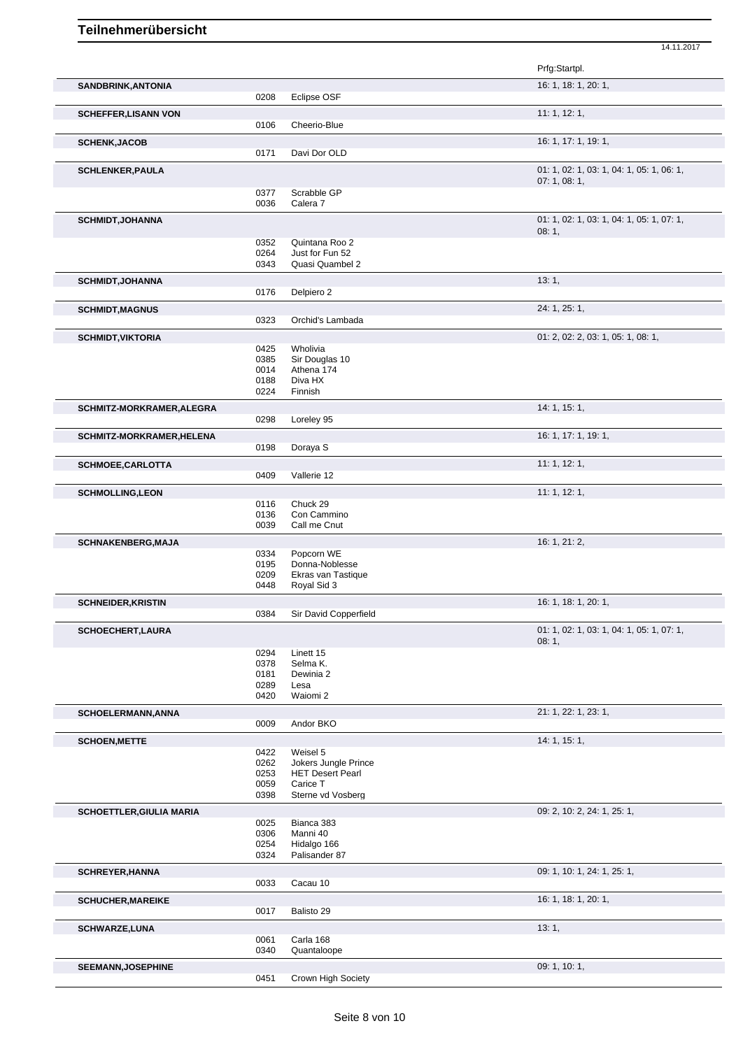# Teilnehmerübersicht

14.11.2017

| Name | Nr. | Pferd | Prfg:Startpl. |
|---|---|---|---|
| **SANDBRINK,ANTONIA** | | | 16: 1, 18: 1, 20: 1, |
| | 0208 | Eclipse OSF | |
| **SCHEFFER,LISANN VON** | | | 11: 1, 12: 1, |
| | 0106 | Cheerio-Blue | |
| **SCHENK,JACOB** | | | 16: 1, 17: 1, 19: 1, |
| | 0171 | Davi Dor OLD | |
| **SCHLENKER,PAULA** | | | 01: 1, 02: 1, 03: 1, 04: 1, 05: 1, 06: 1, 07: 1, 08: 1, |
| | 0377 | Scrabble GP | |
| | 0036 | Calera 7 | |
| **SCHMIDT,JOHANNA** | | | 01: 1, 02: 1, 03: 1, 04: 1, 05: 1, 07: 1, 08: 1, |
| | 0352 | Quintana Roo 2 | |
| | 0264 | Just for Fun 52 | |
| | 0343 | Quasi Quambel 2 | |
| **SCHMIDT,JOHANNA** | | | 13: 1, |
| | 0176 | Delpiero 2 | |
| **SCHMIDT,MAGNUS** | | | 24: 1, 25: 1, |
| | 0323 | Orchid's Lambada | |
| **SCHMIDT,VIKTORIA** | | | 01: 2, 02: 2, 03: 1, 05: 1, 08: 1, |
| | 0425 | Wholivia | |
| | 0385 | Sir Douglas 10 | |
| | 0014 | Athena 174 | |
| | 0188 | Diva HX | |
| | 0224 | Finnish | |
| **SCHMITZ-MORKRAMER,ALEGRA** | | | 14: 1, 15: 1, |
| | 0298 | Loreley 95 | |
| **SCHMITZ-MORKRAMER,HELENA** | | | 16: 1, 17: 1, 19: 1, |
| | 0198 | Doraya S | |
| **SCHMOEE,CARLOTTA** | | | 11: 1, 12: 1, |
| | 0409 | Vallerie 12 | |
| **SCHMOLLING,LEON** | | | 11: 1, 12: 1, |
| | 0116 | Chuck 29 | |
| | 0136 | Con Cammino | |
| | 0039 | Call me Cnut | |
| **SCHNAKENBERG,MAJA** | | | 16: 1, 21: 2, |
| | 0334 | Popcorn WE | |
| | 0195 | Donna-Noblesse | |
| | 0209 | Ekras van Tastique | |
| | 0448 | Royal Sid 3 | |
| **SCHNEIDER,KRISTIN** | | | 16: 1, 18: 1, 20: 1, |
| | 0384 | Sir David Copperfield | |
| **SCHOECHERT,LAURA** | | | 01: 1, 02: 1, 03: 1, 04: 1, 05: 1, 07: 1, 08: 1, |
| | 0294 | Linett 15 | |
| | 0378 | Selma K. | |
| | 0181 | Dewinia 2 | |
| | 0289 | Lesa | |
| | 0420 | Waiomi 2 | |
| **SCHOELERMANN,ANNA** | | | 21: 1, 22: 1, 23: 1, |
| | 0009 | Andor BKO | |
| **SCHOEN,METTE** | | | 14: 1, 15: 1, |
| | 0422 | Weisel 5 | |
| | 0262 | Jokers Jungle Prince | |
| | 0253 | HET Desert Pearl | |
| | 0059 | Carice T | |
| | 0398 | Sterne vd Vosberg | |
| **SCHOETTLER,GIULIA MARIA** | | | 09: 2, 10: 2, 24: 1, 25: 1, |
| | 0025 | Bianca 383 | |
| | 0306 | Manni 40 | |
| | 0254 | Hidalgo 166 | |
| | 0324 | Palisander 87 | |
| **SCHREYER,HANNA** | | | 09: 1, 10: 1, 24: 1, 25: 1, |
| | 0033 | Cacau 10 | |
| **SCHUCHER,MAREIKE** | | | 16: 1, 18: 1, 20: 1, |
| | 0017 | Balisto 29 | |
| **SCHWARZE,LUNA** | | | 13: 1, |
| | 0061 | Carla 168 | |
| | 0340 | Quantaloope | |
| **SEEMANN,JOSEPHINE** | | | 09: 1, 10: 1, |
| | 0451 | Crown High Society | |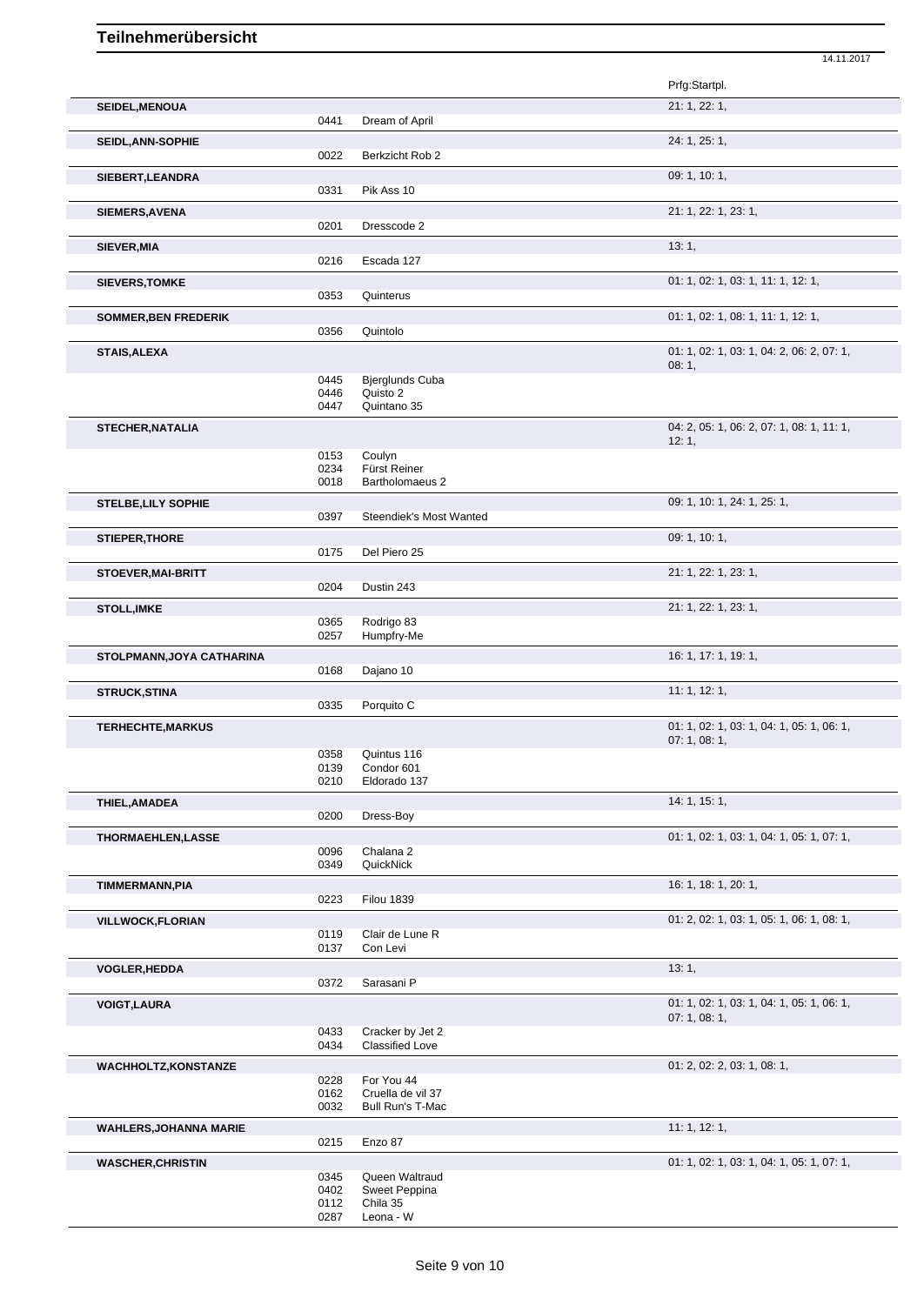# Teilnehmerübersicht

14.11.2017

| Teilnehmer | Nr. | Pferd | Prfg:Startpl. |
|---|---|---|---|
| SEIDEL,MENOUA | | | 21: 1, 22: 1, |
| | 0441 | Dream of April | |
| SEIDL,ANN-SOPHIE | | | 24: 1, 25: 1, |
| | 0022 | Berkzicht Rob 2 | |
| SIEBERT,LEANDRA | | | 09: 1, 10: 1, |
| | 0331 | Pik Ass 10 | |
| SIEMERS,AVENA | | | 21: 1, 22: 1, 23: 1, |
| | 0201 | Dresscode 2 | |
| SIEVER,MIA | | | 13: 1, |
| | 0216 | Escada 127 | |
| SIEVERS,TOMKE | | | 01: 1, 02: 1, 03: 1, 11: 1, 12: 1, |
| | 0353 | Quinterus | |
| SOMMER,BEN FREDERIK | | | 01: 1, 02: 1, 08: 1, 11: 1, 12: 1, |
| | 0356 | Quintolo | |
| STAIS,ALEXA | | | 01: 1, 02: 1, 03: 1, 04: 2, 06: 2, 07: 1, 08: 1, |
| | 0445 | Bjerglunds Cuba | |
| | 0446 | Quisto 2 | |
| | 0447 | Quintano 35 | |
| STECHER,NATALIA | | | 04: 2, 05: 1, 06: 2, 07: 1, 08: 1, 11: 1, 12: 1, |
| | 0153 | Coulyn | |
| | 0234 | Fürst Reiner | |
| | 0018 | Bartholomaeus 2 | |
| STELBE,LILY SOPHIE | | | 09: 1, 10: 1, 24: 1, 25: 1, |
| | 0397 | Steendiek's Most Wanted | |
| STIEPER,THORE | | | 09: 1, 10: 1, |
| | 0175 | Del Piero 25 | |
| STOEVER,MAI-BRITT | | | 21: 1, 22: 1, 23: 1, |
| | 0204 | Dustin 243 | |
| STOLL,IMKE | | | 21: 1, 22: 1, 23: 1, |
| | 0365 | Rodrigo 83 | |
| | 0257 | Humpfry-Me | |
| STOLPMANN,JOYA CATHARINA | | | 16: 1, 17: 1, 19: 1, |
| | 0168 | Dajano 10 | |
| STRUCK,STINA | | | 11: 1, 12: 1, |
| | 0335 | Porquito C | |
| TERHECHTE,MARKUS | | | 01: 1, 02: 1, 03: 1, 04: 1, 05: 1, 06: 1, 07: 1, 08: 1, |
| | 0358 | Quintus 116 | |
| | 0139 | Condor 601 | |
| | 0210 | Eldorado 137 | |
| THIEL,AMADEA | | | 14: 1, 15: 1, |
| | 0200 | Dress-Boy | |
| THORMAEHLEN,LASSE | | | 01: 1, 02: 1, 03: 1, 04: 1, 05: 1, 07: 1, |
| | 0096 | Chalana 2 | |
| | 0349 | QuickNick | |
| TIMMERMANN,PIA | | | 16: 1, 18: 1, 20: 1, |
| | 0223 | Filou 1839 | |
| VILLWOCK,FLORIAN | | | 01: 2, 02: 1, 03: 1, 05: 1, 06: 1, 08: 1, |
| | 0119 | Clair de Lune R | |
| | 0137 | Con Levi | |
| VOGLER,HEDDA | | | 13: 1, |
| | 0372 | Sarasani P | |
| VOIGT,LAURA | | | 01: 1, 02: 1, 03: 1, 04: 1, 05: 1, 06: 1, 07: 1, 08: 1, |
| | 0433 | Cracker by Jet 2 | |
| | 0434 | Classified Love | |
| WACHHOLTZ,KONSTANZE | | | 01: 2, 02: 2, 03: 1, 08: 1, |
| | 0228 | For You 44 | |
| | 0162 | Cruella de vil 37 | |
| | 0032 | Bull Run's T-Mac | |
| WAHLERS,JOHANNA MARIE | | | 11: 1, 12: 1, |
| | 0215 | Enzo 87 | |
| WASCHER,CHRISTIN | | | 01: 1, 02: 1, 03: 1, 04: 1, 05: 1, 07: 1, |
| | 0345 | Queen Waltraud | |
| | 0402 | Sweet Peppina | |
| | 0112 | Chila 35 | |
| | 0287 | Leona - W | |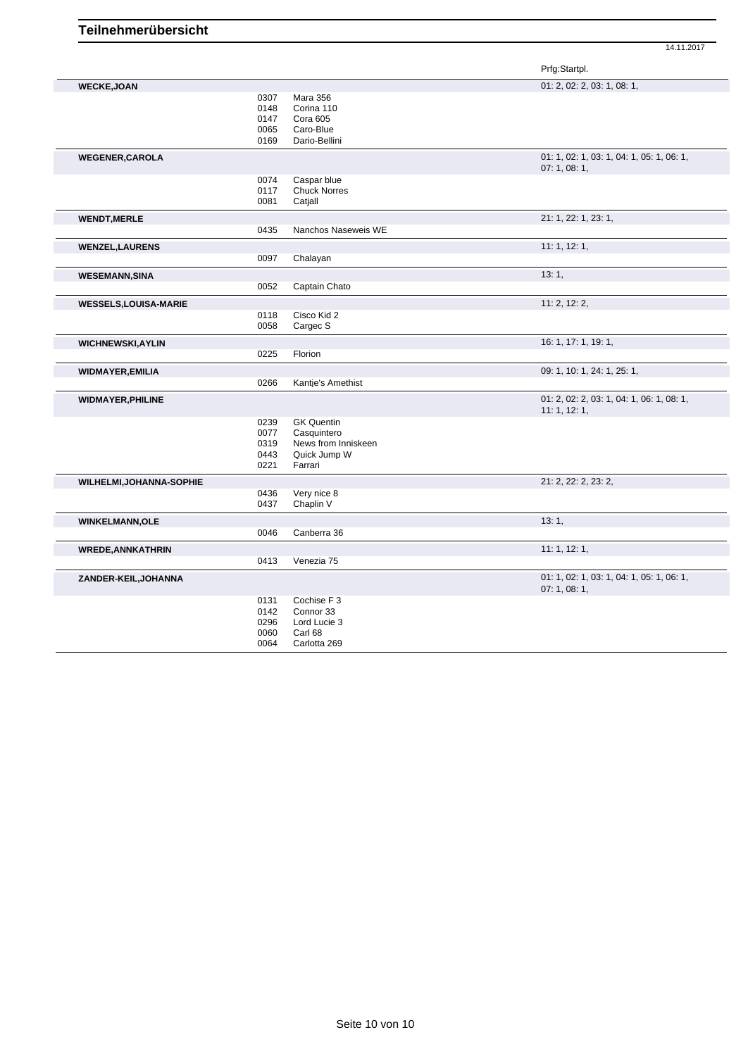# Teilnehmerübersicht

14.11.2017

| | | | Prfg:Startpl. |
|---|---|---|---|
| **WECKE,JOAN** | | | 01: 2, 02: 2, 03: 1, 08: 1, |
| | 0307 | Mara 356 | |
| | 0148 | Corina 110 | |
| | 0147 | Cora 605 | |
| | 0065 | Caro-Blue | |
| | 0169 | Dario-Bellini | |
| **WEGENER,CAROLA** | | | 01: 1, 02: 1, 03: 1, 04: 1, 05: 1, 06: 1, 07: 1, 08: 1, |
| | 0074 | Caspar blue | |
| | 0117 | Chuck Norres | |
| | 0081 | Catjall | |
| **WENDT,MERLE** | | | 21: 1, 22: 1, 23: 1, |
| | 0435 | Nanchos Naseweis WE | |
| **WENZEL,LAURENS** | | | 11: 1, 12: 1, |
| | 0097 | Chalayan | |
| **WESEMANN,SINA** | | | 13: 1, |
| | 0052 | Captain Chato | |
| **WESSELS,LOUISA-MARIE** | | | 11: 2, 12: 2, |
| | 0118 | Cisco Kid 2 | |
| | 0058 | Cargec S | |
| **WICHNEWSKI,AYLIN** | | | 16: 1, 17: 1, 19: 1, |
| | 0225 | Florion | |
| **WIDMAYER,EMILIA** | | | 09: 1, 10: 1, 24: 1, 25: 1, |
| | 0266 | Kantje's Amethist | |
| **WIDMAYER,PHILINE** | | | 01: 2, 02: 2, 03: 1, 04: 1, 06: 1, 08: 1, 11: 1, 12: 1, |
| | 0239 | GK Quentin | |
| | 0077 | Casquintero | |
| | 0319 | News from Inniskeen | |
| | 0443 | Quick Jump W | |
| | 0221 | Farrari | |
| **WILHELMI,JOHANNA-SOPHIE** | | | 21: 2, 22: 2, 23: 2, |
| | 0436 | Very nice 8 | |
| | 0437 | Chaplin V | |
| **WINKELMANN,OLE** | | | 13: 1, |
| | 0046 | Canberra 36 | |
| **WREDE,ANNKATHRIN** | | | 11: 1, 12: 1, |
| | 0413 | Venezia 75 | |
| **ZANDER-KEIL,JOHANNA** | | | 01: 1, 02: 1, 03: 1, 04: 1, 05: 1, 06: 1, 07: 1, 08: 1, |
| | 0131 | Cochise F 3 | |
| | 0142 | Connor 33 | |
| | 0296 | Lord Lucie 3 | |
| | 0060 | Carl 68 | |
| | 0064 | Carlotta 269 | |